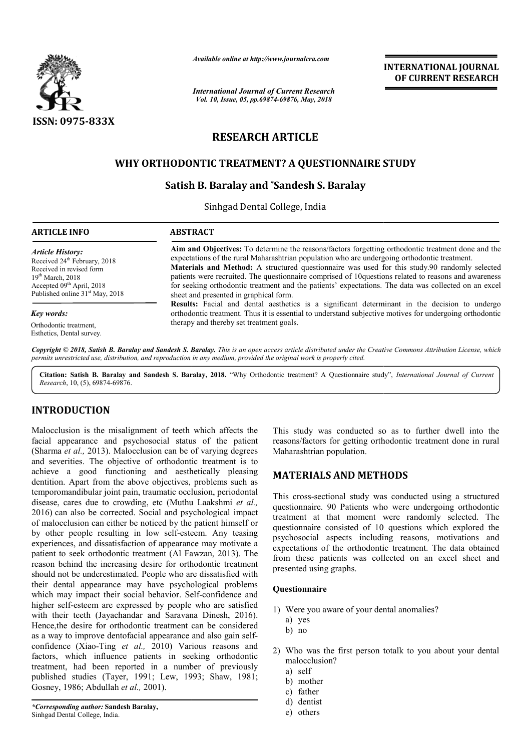ISSN: 0975-833X

*Available online at http://www.journalcra.com*

*International Journal of Current Research*
*Vol. 10, Issue, 05, pp.69874-69876, May, 2018*

**INTERNATIONAL JOURNAL OF CURRENT RESEARCH**

# RESEARCH ARTICLE

# WHY ORTHODONTIC TREATMENT? A QUESTIONNAIRE STUDY

**Satish B. Baralay and \*Sandesh S. Baralay**

Sinhgad Dental College, India

**ARTICLE INFO**

*Article History:*
Received 24th February, 2018
Received in revised form
19th March, 2018
Accepted 09th April, 2018
Published online 31st May, 2018

*Key words:*
Orthodontic treatment,
Esthetics, Dental survey.

**ABSTRACT**

**Aim and Objectives:** To determine the reasons/factors forgetting orthodontic treatment done and the expectations of the rural Maharashtrian population who are undergoing orthodontic treatment.
**Materials and Method:** A structured questionnaire was used for this study.90 randomly selected patients were recruited. The questionnaire comprised of 10questions related to reasons and awareness for seeking orthodontic treatment and the patients' expectations. The data was collected on an excel sheet and presented in graphical form.
**Results:** Facial and dental aesthetics is a significant determinant in the decision to undergo orthodontic treatment. Thus it is essential to understand subjective motives for undergoing orthodontic therapy and thereby set treatment goals.

*Copyright © 2018, Satish B. Baralay and Sandesh S. Baralay. This is an open access article distributed under the Creative Commons Attribution License, which permits unrestricted use, distribution, and reproduction in any medium, provided the original work is properly cited.*

**Citation: Satish B. Baralay and Sandesh S. Baralay, 2018.** "Why Orthodontic treatment? A Questionnaire study", *International Journal of Current Research*, 10, (5), 69874-69876.

## INTRODUCTION

Malocclusion is the misalignment of teeth which affects the facial appearance and psychosocial status of the patient (Sharma *et al.,* 2013). Malocclusion can be of varying degrees and severities. The objective of orthodontic treatment is to achieve a good functioning and aesthetically pleasing dentition. Apart from the above objectives, problems such as temporomandibular joint pain, traumatic occlusion, periodontal disease, cares due to crowding, etc (Muthu Laakshmi *et al.,* 2016) can also be corrected. Social and psychological impact of malocclusion can either be noticed by the patient himself or by other people resulting in low self-esteem. Any teasing experiences, and dissatisfaction of appearance may motivate a patient to seek orthodontic treatment (Al Fawzan, 2013). The reason behind the increasing desire for orthodontic treatment should not be underestimated. People who are dissatisfied with their dental appearance may have psychological problems which may impact their social behavior. Self-confidence and higher self-esteem are expressed by people who are satisfied with their teeth (Jayachandar and Saravana Dinesh, 2016). Hence,the desire for orthodontic treatment can be considered as a way to improve dentofacial appearance and also gain self-confidence (Xiao-Ting *et al.,* 2010) Various reasons and factors, which influence patients in seeking orthodontic treatment, had been reported in a number of previously published studies (Tayer, 1991; Lew, 1993; Shaw, 1981; Gosney, 1986; Abdullah *et al.,* 2001).

This study was conducted so as to further dwell into the reasons/factors for getting orthodontic treatment done in rural Maharashtrian population.

## MATERIALS AND METHODS

This cross-sectional study was conducted using a structured questionnaire. 90 Patients who were undergoing orthodontic treatment at that moment were randomly selected. The questionnaire consisted of 10 questions which explored the psychosocial aspects including reasons, motivations and expectations of the orthodontic treatment. The data obtained from these patients was collected on an excel sheet and presented using graphs.

### Questionnaire

1) Were you aware of your dental anomalies?
   a) yes
   b) no

2) Who was the first person totalk to you about your dental malocclusion?
   a) self
   b) mother
   c) father
   d) dentist
   e) others

*\*Corresponding author:* **Sandesh Baralay,**
Sinhgad Dental College, India.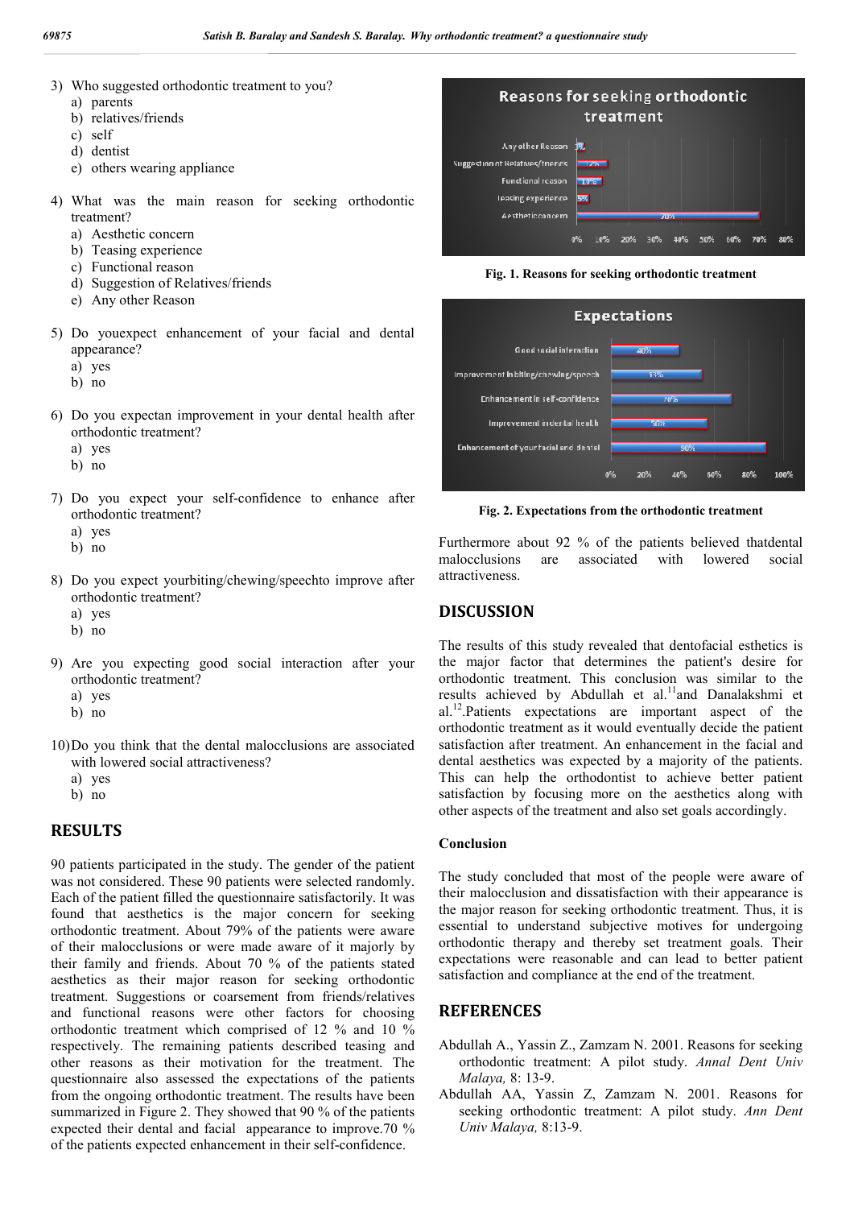3) Who suggested orthodontic treatment to you?
   a) parents
   b) relatives/friends
   c) self
   d) dentist
   e) others wearing appliance

4) What was the main reason for seeking orthodontic treatment?
   a) Aesthetic concern
   b) Teasing experience
   c) Functional reason
   d) Suggestion of Relatives/friends
   e) Any other Reason

5) Do youexpect enhancement of your facial and dental appearance?
   a) yes
   b) no

6) Do you expectan improvement in your dental health after orthodontic treatment?
   a) yes
   b) no

7) Do you expect your self-confidence to enhance after orthodontic treatment?
   a) yes
   b) no

8) Do you expect yourbiting/chewing/speechto improve after orthodontic treatment?
   a) yes
   b) no

9) Are you expecting good social interaction after your orthodontic treatment?
   a) yes
   b) no

10) Do you think that the dental malocclusions are associated with lowered social attractiveness?
   a) yes
   b) no

## RESULTS

90 patients participated in the study. The gender of the patient was not considered. These 90 patients were selected randomly. Each of the patient filled the questionnaire satisfactorily. It was found that aesthetics is the major concern for seeking orthodontic treatment. About 79% of the patients were aware of their malocclusions or were made aware of it majorly by their family and friends. About 70 % of the patients stated aesthetics as their major reason for seeking orthodontic treatment. Suggestions or coarsement from friends/relatives and functional reasons were other factors for choosing orthodontic treatment which comprised of 12 % and 10 % respectively. The remaining patients described teasing and other reasons as their motivation for the treatment. The questionnaire also assessed the expectations of the patients from the ongoing orthodontic treatment. The results have been summarized in Figure 2. They showed that 90 % of the patients expected their dental and facial appearance to improve.70 % of the patients expected enhancement in their self-confidence.

**Fig. 1. Reasons for seeking orthodontic treatment**

**Fig. 2. Expectations from the orthodontic treatment**

Furthermore about 92 % of the patients believed thatdental malocclusions are associated with lowered social attractiveness.

## DISCUSSION

The results of this study revealed that dentofacial esthetics is the major factor that determines the patient's desire for orthodontic treatment. This conclusion was similar to the results achieved by Abdullah et al.[11]and Danalakshmi et al.[12].Patients expectations are important aspect of the orthodontic treatment as it would eventually decide the patient satisfaction after treatment. An enhancement in the facial and dental aesthetics was expected by a majority of the patients. This can help the orthodontist to achieve better patient satisfaction by focusing more on the aesthetics along with other aspects of the treatment and also set goals accordingly.

### Conclusion

The study concluded that most of the people were aware of their malocclusion and dissatisfaction with their appearance is the major reason for seeking orthodontic treatment. Thus, it is essential to understand subjective motives for undergoing orthodontic therapy and thereby set treatment goals. Their expectations were reasonable and can lead to better patient satisfaction and compliance at the end of the treatment.

## REFERENCES

Abdullah A., Yassin Z., Zamzam N. 2001. Reasons for seeking orthodontic treatment: A pilot study. *Annal Dent Univ Malaya,* 8: 13-9.

Abdullah AA, Yassin Z, Zamzam N. 2001. Reasons for seeking orthodontic treatment: A pilot study. *Ann Dent Univ Malaya,* 8:13-9.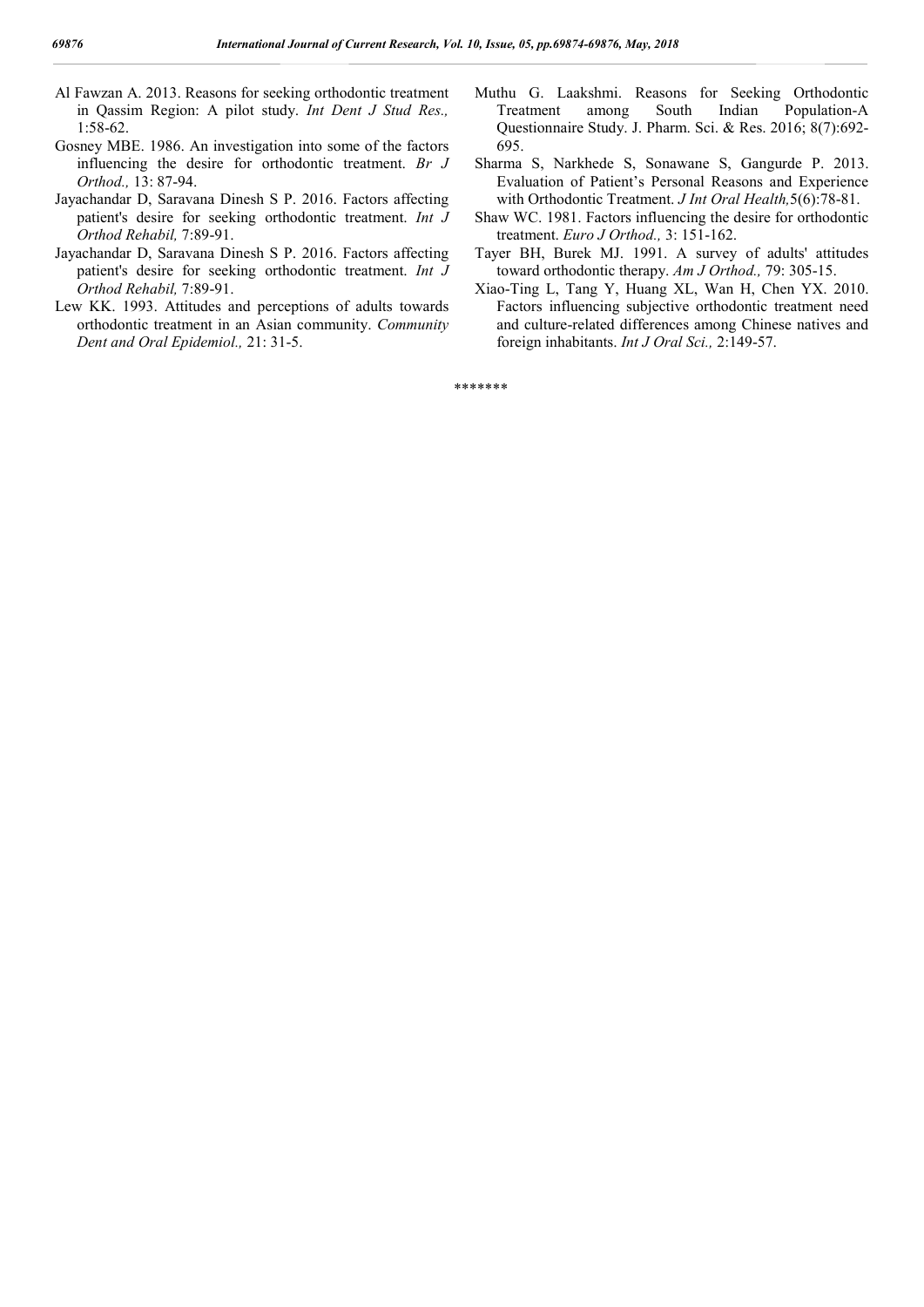Al Fawzan A. 2013. Reasons for seeking orthodontic treatment in Qassim Region: A pilot study. *Int Dent J Stud Res.,* 1:58-62.

Gosney MBE. 1986. An investigation into some of the factors influencing the desire for orthodontic treatment. *Br J Orthod.,* 13: 87-94.

Jayachandar D, Saravana Dinesh S P. 2016. Factors affecting patient's desire for seeking orthodontic treatment. *Int J Orthod Rehabil,* 7:89-91.

Jayachandar D, Saravana Dinesh S P. 2016. Factors affecting patient's desire for seeking orthodontic treatment. *Int J Orthod Rehabil,* 7:89-91.

Lew KK. 1993. Attitudes and perceptions of adults towards orthodontic treatment in an Asian community. *Community Dent and Oral Epidemiol.,* 21: 31-5.

Muthu G. Laakshmi. Reasons for Seeking Orthodontic Treatment among South Indian Population-A Questionnaire Study. J. Pharm. Sci. & Res. 2016; 8(7):692-695.

Sharma S, Narkhede S, Sonawane S, Gangurde P. 2013. Evaluation of Patient's Personal Reasons and Experience with Orthodontic Treatment. *J Int Oral Health,*5(6):78-81.

Shaw WC. 1981. Factors influencing the desire for orthodontic treatment. *Euro J Orthod.,* 3: 151-162.

Tayer BH, Burek MJ. 1991. A survey of adults' attitudes toward orthodontic therapy. *Am J Orthod.,* 79: 305-15.

Xiao-Ting L, Tang Y, Huang XL, Wan H, Chen YX. 2010. Factors influencing subjective orthodontic treatment need and culture-related differences among Chinese natives and foreign inhabitants. *Int J Oral Sci.,* 2:149-57.

*******